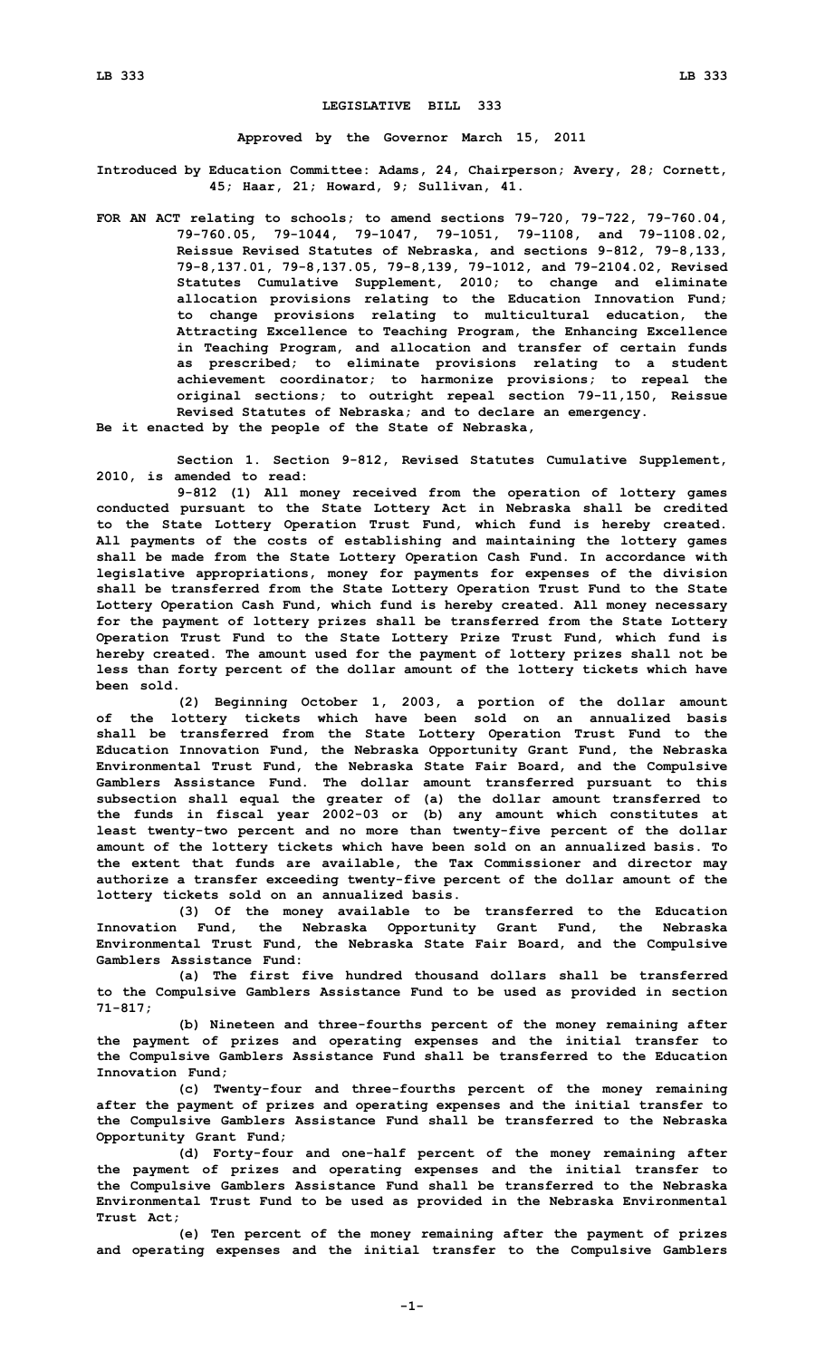# LEGISLATIVE BILL 333

**Approved by the Governor March 15, 2011**

**Introduced by Education Committee: Adams, 24, Chairperson; Avery, 28; Cornett, 45; Haar, 21; Howard, 9; Sullivan, 41.**

**FOR AN ACT relating to schools; to amend sections 79-720, 79-722, 79-760.04, 79-760.05, 79-1044, 79-1047, 79-1051, 79-1108, and 79-1108.02, Reissue Revised Statutes of Nebraska, and sections 9-812, 79-8,133, 79-8,137.01, 79-8,137.05, 79-8,139, 79-1012, and 79-2104.02, Revised Statutes Cumulative Supplement, 2010; to change and eliminate allocation provisions relating to the Education Innovation Fund; to change provisions relating to multicultural education, the Attracting Excellence to Teaching Program, the Enhancing Excellence in Teaching Program, and allocation and transfer of certain funds as prescribed; to eliminate provisions relating to a student achievement coordinator; to harmonize provisions; to repeal the original sections; to outright repeal section 79-11,150, Reissue Revised Statutes of Nebraska; and to declare an emergency.**

**Be it enacted by the people of the State of Nebraska,**

**Section 1. Section 9-812, Revised Statutes Cumulative Supplement, 2010, is amended to read:**

**9-812 (1) All money received from the operation of lottery games conducted pursuant to the State Lottery Act in Nebraska shall be credited to the State Lottery Operation Trust Fund, which fund is hereby created. All payments of the costs of establishing and maintaining the lottery games shall be made from the State Lottery Operation Cash Fund. In accordance with legislative appropriations, money for payments for expenses of the division shall be transferred from the State Lottery Operation Trust Fund to the State Lottery Operation Cash Fund, which fund is hereby created. All money necessary for the payment of lottery prizes shall be transferred from the State Lottery Operation Trust Fund to the State Lottery Prize Trust Fund, which fund is hereby created. The amount used for the payment of lottery prizes shall not be less than forty percent of the dollar amount of the lottery tickets which have been sold.**

**(2) Beginning October 1, 2003, a portion of the dollar amount of the lottery tickets which have been sold on an annualized basis shall be transferred from the State Lottery Operation Trust Fund to the Education Innovation Fund, the Nebraska Opportunity Grant Fund, the Nebraska Environmental Trust Fund, the Nebraska State Fair Board, and the Compulsive Gamblers Assistance Fund. The dollar amount transferred pursuant to this subsection shall equal the greater of (a) the dollar amount transferred to the funds in fiscal year 2002-03 or (b) any amount which constitutes at least twenty-two percent and no more than twenty-five percent of the dollar amount of the lottery tickets which have been sold on an annualized basis. To the extent that funds are available, the Tax Commissioner and director may authorize a transfer exceeding twenty-five percent of the dollar amount of the lottery tickets sold on an annualized basis.**

**(3) Of the money available to be transferred to the Education Innovation Fund, the Nebraska Opportunity Grant Fund, the Nebraska Environmental Trust Fund, the Nebraska State Fair Board, and the Compulsive Gamblers Assistance Fund:**

**(a) The first five hundred thousand dollars shall be transferred to the Compulsive Gamblers Assistance Fund to be used as provided in section 71-817;**

**(b) Nineteen and three-fourths percent of the money remaining after the payment of prizes and operating expenses and the initial transfer to the Compulsive Gamblers Assistance Fund shall be transferred to the Education Innovation Fund;**

**(c) Twenty-four and three-fourths percent of the money remaining after the payment of prizes and operating expenses and the initial transfer to the Compulsive Gamblers Assistance Fund shall be transferred to the Nebraska Opportunity Grant Fund;**

**(d) Forty-four and one-half percent of the money remaining after the payment of prizes and operating expenses and the initial transfer to the Compulsive Gamblers Assistance Fund shall be transferred to the Nebraska Environmental Trust Fund to be used as provided in the Nebraska Environmental Trust Act;**

**(e) Ten percent of the money remaining after the payment of prizes and operating expenses and the initial transfer to the Compulsive Gamblers**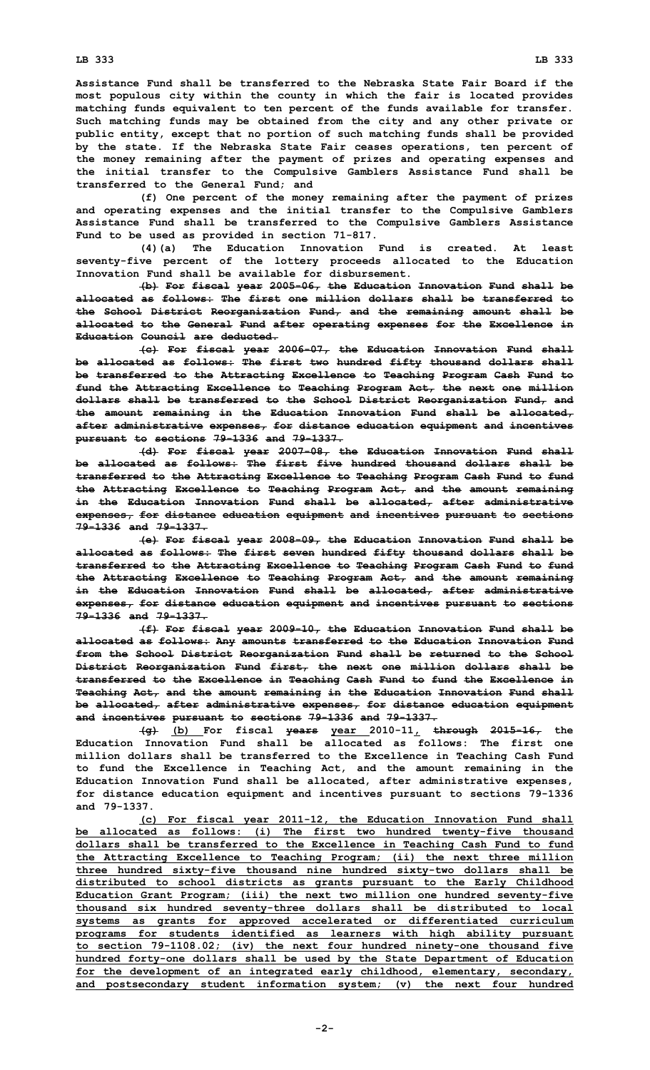**Assistance Fund shall be transferred to the Nebraska State Fair Board if the most populous city within the county in which the fair is located provides matching funds equivalent to ten percent of the funds available for transfer. Such matching funds may be obtained from the city and any other private or public entity, except that no portion of such matching funds shall be provided by the state. If the Nebraska State Fair ceases operations, ten percent of the money remaining after the payment of prizes and operating expenses and the initial transfer to the Compulsive Gamblers Assistance Fund shall be transferred to the General Fund; and**

**(f) One percent of the money remaining after the payment of prizes and operating expenses and the initial transfer to the Compulsive Gamblers Assistance Fund shall be transferred to the Compulsive Gamblers Assistance Fund to be used as provided in section 71-817.**

**(4)(a) The Education Innovation Fund is created. At least seventy-five percent of the lottery proceeds allocated to the Education Innovation Fund shall be available for disbursement.**

~~**(b) For fiscal year 2005-06, the Education Innovation Fund shall be allocated as follows: The first one million dollars shall be transferred to the School District Reorganization Fund, and the remaining amount shall be allocated to the General Fund after operating expenses for the Excellence in Education Council are deducted.**~~

~~**(c) For fiscal year 2006-07, the Education Innovation Fund shall be allocated as follows: The first two hundred fifty thousand dollars shall be transferred to the Attracting Excellence to Teaching Program Cash Fund to fund the Attracting Excellence to Teaching Program Act, the next one million dollars shall be transferred to the School District Reorganization Fund, and the amount remaining in the Education Innovation Fund shall be allocated, after administrative expenses, for distance education equipment and incentives pursuant to sections 79-1336 and 79-1337.**~~

~~**(d) For fiscal year 2007-08, the Education Innovation Fund shall be allocated as follows: The first five hundred thousand dollars shall be transferred to the Attracting Excellence to Teaching Program Cash Fund to fund the Attracting Excellence to Teaching Program Act, and the amount remaining in the Education Innovation Fund shall be allocated, after administrative expenses, for distance education equipment and incentives pursuant to sections 79-1336 and 79-1337.**~~

~~**(e) For fiscal year 2008-09, the Education Innovation Fund shall be allocated as follows: The first seven hundred fifty thousand dollars shall be transferred to the Attracting Excellence to Teaching Program Cash Fund to fund the Attracting Excellence to Teaching Program Act, and the amount remaining in the Education Innovation Fund shall be allocated, after administrative expenses, for distance education equipment and incentives pursuant to sections 79-1336 and 79-1337.**~~

~~**(f) For fiscal year 2009-10, the Education Innovation Fund shall be allocated as follows: Any amounts transferred to the Education Innovation Fund from the School District Reorganization Fund shall be returned to the School District Reorganization Fund first, the next one million dollars shall be transferred to the Excellence in Teaching Cash Fund to fund the Excellence in Teaching Act, and the amount remaining in the Education Innovation Fund shall be allocated, after administrative expenses, for distance education equipment and incentives pursuant to sections 79-1336 and 79-1337.**~~

~~**(g)**~~ <u>**(b)**</u> **For fiscal** ~~**years**~~ <u>**year**</u> **2010-11**<u>**,**</u> ~~**through 2015-16,**~~ **the Education Innovation Fund shall be allocated as follows: The first one million dollars shall be transferred to the Excellence in Teaching Cash Fund to fund the Excellence in Teaching Act, and the amount remaining in the Education Innovation Fund shall be allocated, after administrative expenses, for distance education equipment and incentives pursuant to sections 79-1336 and 79-1337.**

<u>**(c) For fiscal year 2011-12, the Education Innovation Fund shall be allocated as follows: (i) The first two hundred twenty-five thousand dollars shall be transferred to the Excellence in Teaching Cash Fund to fund the Attracting Excellence to Teaching Program; (ii) the next three million three hundred sixty-five thousand nine hundred sixty-two dollars shall be distributed to school districts as grants pursuant to the Early Childhood Education Grant Program; (iii) the next two million one hundred seventy-five thousand six hundred seventy-three dollars shall be distributed to local systems as grants for approved accelerated or differentiated curriculum programs for students identified as learners with high ability pursuant to section 79-1108.02; (iv) the next four hundred ninety-one thousand five hundred forty-one dollars shall be used by the State Department of Education for the development of an integrated early childhood, elementary, secondary, and postsecondary student information system; (v) the next four hundred**</u>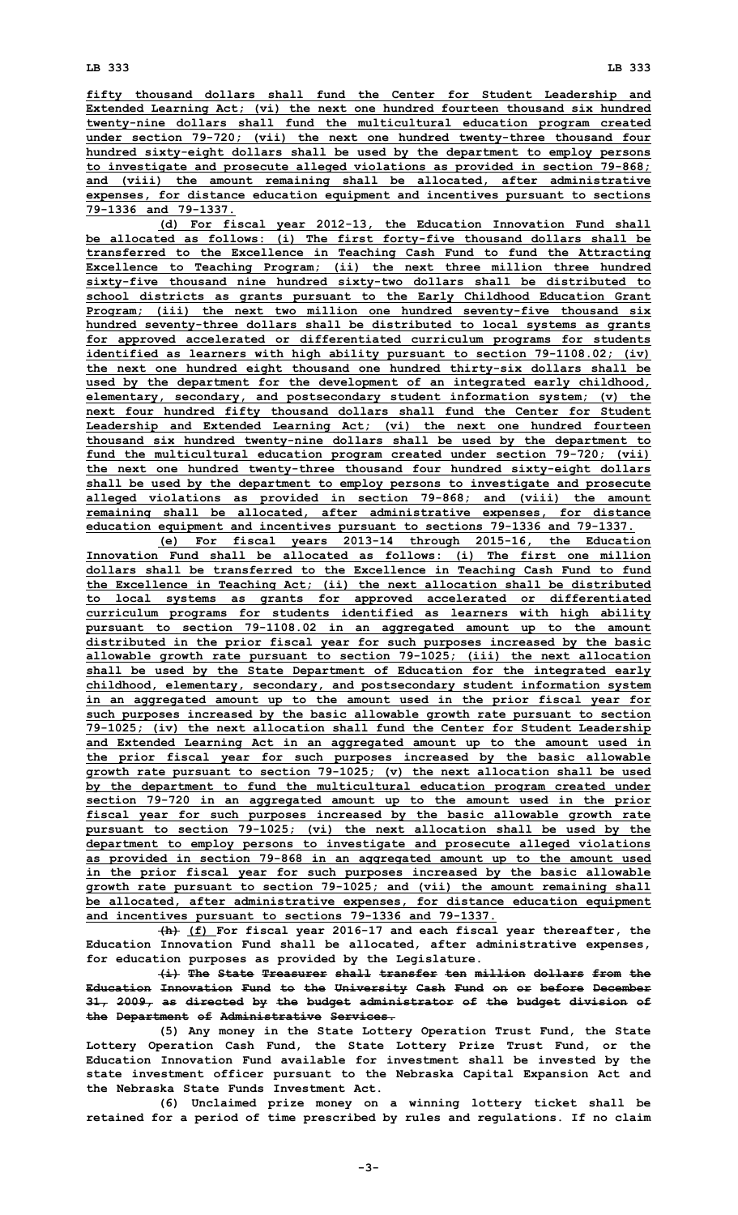fifty thousand dollars shall fund the Center for Student Leadership and Extended Learning Act; (vi) the next one hundred fourteen thousand six hundred twenty-nine dollars shall fund the multicultural education program created under section 79-720; (vii) the next one hundred twenty-three thousand four hundred sixty-eight dollars shall be used by the department to employ persons to investigate and prosecute alleged violations as provided in section 79-868; and (viii) the amount remaining shall be allocated, after administrative expenses, for distance education equipment and incentives pursuant to sections 79-1336 and 79-1337.

(d) For fiscal year 2012-13, the Education Innovation Fund shall be allocated as follows: (i) The first forty-five thousand dollars shall be transferred to the Excellence in Teaching Cash Fund to fund the Attracting Excellence to Teaching Program; (ii) the next three million three hundred sixty-five thousand nine hundred sixty-two dollars shall be distributed to school districts as grants pursuant to the Early Childhood Education Grant Program; (iii) the next two million one hundred seventy-five thousand six hundred seventy-three dollars shall be distributed to local systems as grants for approved accelerated or differentiated curriculum programs for students identified as learners with high ability pursuant to section 79-1108.02; (iv) the next one hundred eight thousand one hundred thirty-six dollars shall be used by the department for the development of an integrated early childhood, elementary, secondary, and postsecondary student information system; (v) the next four hundred fifty thousand dollars shall fund the Center for Student Leadership and Extended Learning Act; (vi) the next one hundred fourteen thousand six hundred twenty-nine dollars shall be used by the department to fund the multicultural education program created under section 79-720; (vii) the next one hundred twenty-three thousand four hundred sixty-eight dollars shall be used by the department to employ persons to investigate and prosecute alleged violations as provided in section 79-868; and (viii) the amount remaining shall be allocated, after administrative expenses, for distance education equipment and incentives pursuant to sections 79-1336 and 79-1337.

(e) For fiscal years 2013-14 through 2015-16, the Education Innovation Fund shall be allocated as follows: (i) The first one million dollars shall be transferred to the Excellence in Teaching Cash Fund to fund the Excellence in Teaching Act; (ii) the next allocation shall be distributed to local systems as grants for approved accelerated or differentiated curriculum programs for students identified as learners with high ability pursuant to section 79-1108.02 in an aggregated amount up to the amount distributed in the prior fiscal year for such purposes increased by the basic allowable growth rate pursuant to section 79-1025; (iii) the next allocation shall be used by the State Department of Education for the integrated early childhood, elementary, secondary, and postsecondary student information system in an aggregated amount up to the amount used in the prior fiscal year for such purposes increased by the basic allowable growth rate pursuant to section 79-1025; (iv) the next allocation shall fund the Center for Student Leadership and Extended Learning Act in an aggregated amount up to the amount used in the prior fiscal year for such purposes increased by the basic allowable growth rate pursuant to section 79-1025; (v) the next allocation shall be used by the department to fund the multicultural education program created under section 79-720 in an aggregated amount up to the amount used in the prior fiscal year for such purposes increased by the basic allowable growth rate pursuant to section 79-1025; (vi) the next allocation shall be used by the department to employ persons to investigate and prosecute alleged violations as provided in section 79-868 in an aggregated amount up to the amount used in the prior fiscal year for such purposes increased by the basic allowable growth rate pursuant to section 79-1025; and (vii) the amount remaining shall be allocated, after administrative expenses, for distance education equipment and incentives pursuant to sections 79-1336 and 79-1337.

~~(h)~~ (f) For fiscal year 2016-17 and each fiscal year thereafter, the Education Innovation Fund shall be allocated, after administrative expenses, for education purposes as provided by the Legislature.

~~(i) The State Treasurer shall transfer ten million dollars from the Education Innovation Fund to the University Cash Fund on or before December 31, 2009, as directed by the budget administrator of the budget division of the Department of Administrative Services.~~

(5) Any money in the State Lottery Operation Trust Fund, the State Lottery Operation Cash Fund, the State Lottery Prize Trust Fund, or the Education Innovation Fund available for investment shall be invested by the state investment officer pursuant to the Nebraska Capital Expansion Act and the Nebraska State Funds Investment Act.

(6) Unclaimed prize money on a winning lottery ticket shall be retained for a period of time prescribed by rules and regulations. If no claim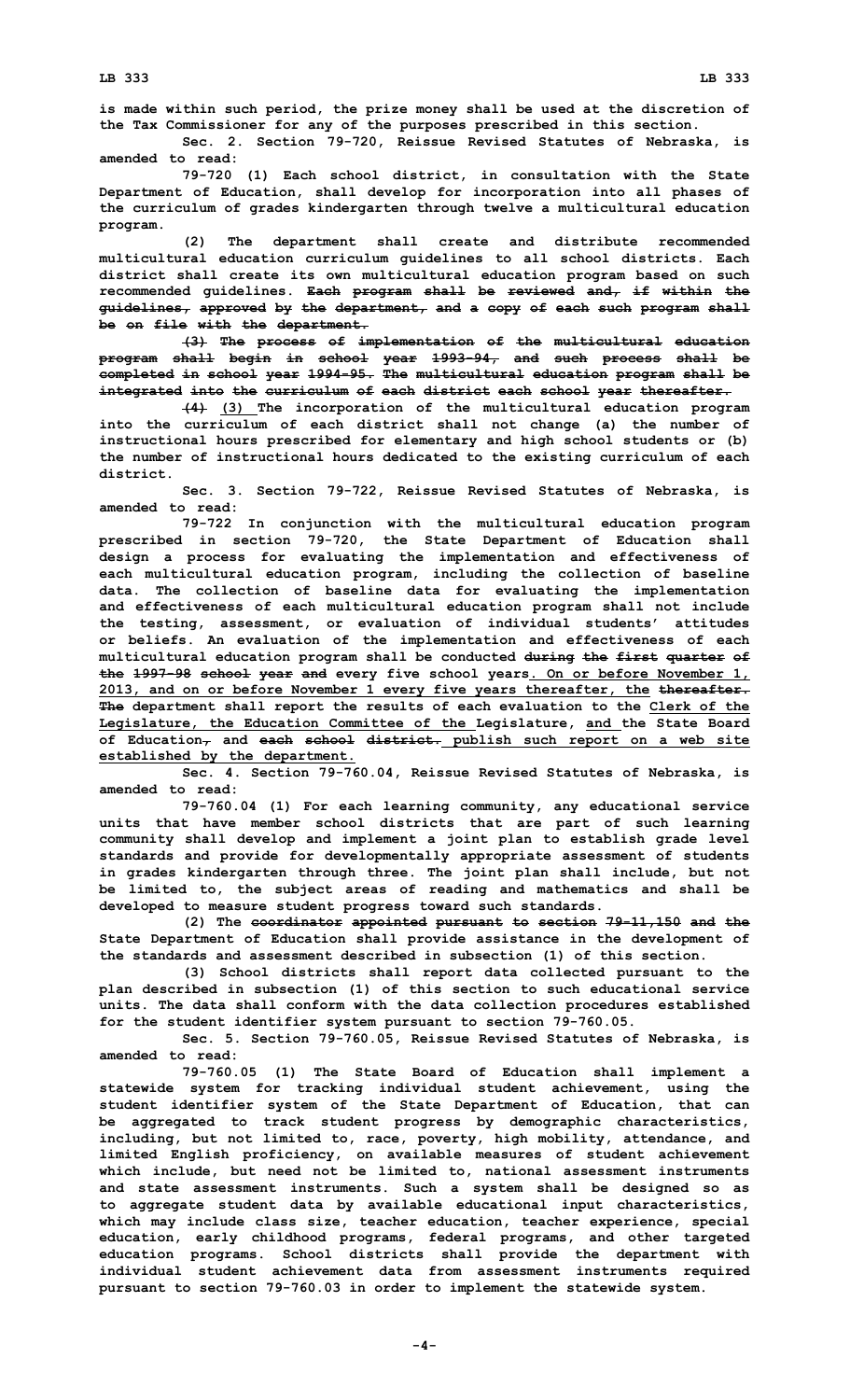**is made within such period, the prize money shall be used at the discretion of the Tax Commissioner for any of the purposes prescribed in this section.**

**Sec. 2. Section 79-720, Reissue Revised Statutes of Nebraska, is amended to read:**

**79-720 (1) Each school district, in consultation with the State Department of Education, shall develop for incorporation into all phases of the curriculum of grades kindergarten through twelve a multicultural education program.**

**(2) The department shall create and distribute recommended multicultural education curriculum guidelines to all school districts. Each district shall create its own multicultural education program based on such recommended guidelines. ~~Each program shall be reviewed and, if within the guidelines, approved by the department, and a copy of each such program shall be on file with the department.~~**

**~~(3) The process of implementation of the multicultural education program shall begin in school year 1993-94, and such process shall be completed in school year 1994-95. The multicultural education program shall be integrated into the curriculum of each district each school year thereafter.~~**

**~~(4)~~ <u>(3)</u> The incorporation of the multicultural education program into the curriculum of each district shall not change (a) the number of instructional hours prescribed for elementary and high school students or (b) the number of instructional hours dedicated to the existing curriculum of each district.**

**Sec. 3. Section 79-722, Reissue Revised Statutes of Nebraska, is amended to read:**

**79-722 In conjunction with the multicultural education program prescribed in section 79-720, the State Department of Education shall design a process for evaluating the implementation and effectiveness of each multicultural education program, including the collection of baseline data. The collection of baseline data for evaluating the implementation and effectiveness of each multicultural education program shall not include the testing, assessment, or evaluation of individual students' attitudes or beliefs. An evaluation of the implementation and effectiveness of each multicultural education program shall be conducted ~~during the first quarter of the 1997-98 school year and~~ every five school years<u>. On or before November 1, 2013, and on or before November 1 every five years thereafter, the</u> ~~thereafter. The~~ department shall report the results of each evaluation to the <u>Clerk of the Legislature, the Education Committee of the</u> Legislature, <u>and</u> the State Board of Education~~,~~ and ~~each school district.~~ <u>publish such report on a web site established by the department.</u>**

**Sec. 4. Section 79-760.04, Reissue Revised Statutes of Nebraska, is amended to read:**

**79-760.04 (1) For each learning community, any educational service units that have member school districts that are part of such learning community shall develop and implement a joint plan to establish grade level standards and provide for developmentally appropriate assessment of students in grades kindergarten through three. The joint plan shall include, but not be limited to, the subject areas of reading and mathematics and shall be developed to measure student progress toward such standards.**

**(2) The ~~coordinator appointed pursuant to section 79-11,150 and the~~ State Department of Education shall provide assistance in the development of the standards and assessment described in subsection (1) of this section.**

**(3) School districts shall report data collected pursuant to the plan described in subsection (1) of this section to such educational service units. The data shall conform with the data collection procedures established for the student identifier system pursuant to section 79-760.05.**

**Sec. 5. Section 79-760.05, Reissue Revised Statutes of Nebraska, is amended to read:**

**79-760.05 (1) The State Board of Education shall implement a statewide system for tracking individual student achievement, using the student identifier system of the State Department of Education, that can be aggregated to track student progress by demographic characteristics, including, but not limited to, race, poverty, high mobility, attendance, and limited English proficiency, on available measures of student achievement which include, but need not be limited to, national assessment instruments and state assessment instruments. Such a system shall be designed so as to aggregate student data by available educational input characteristics, which may include class size, teacher education, teacher experience, special education, early childhood programs, federal programs, and other targeted education programs. School districts shall provide the department with individual student achievement data from assessment instruments required pursuant to section 79-760.03 in order to implement the statewide system.**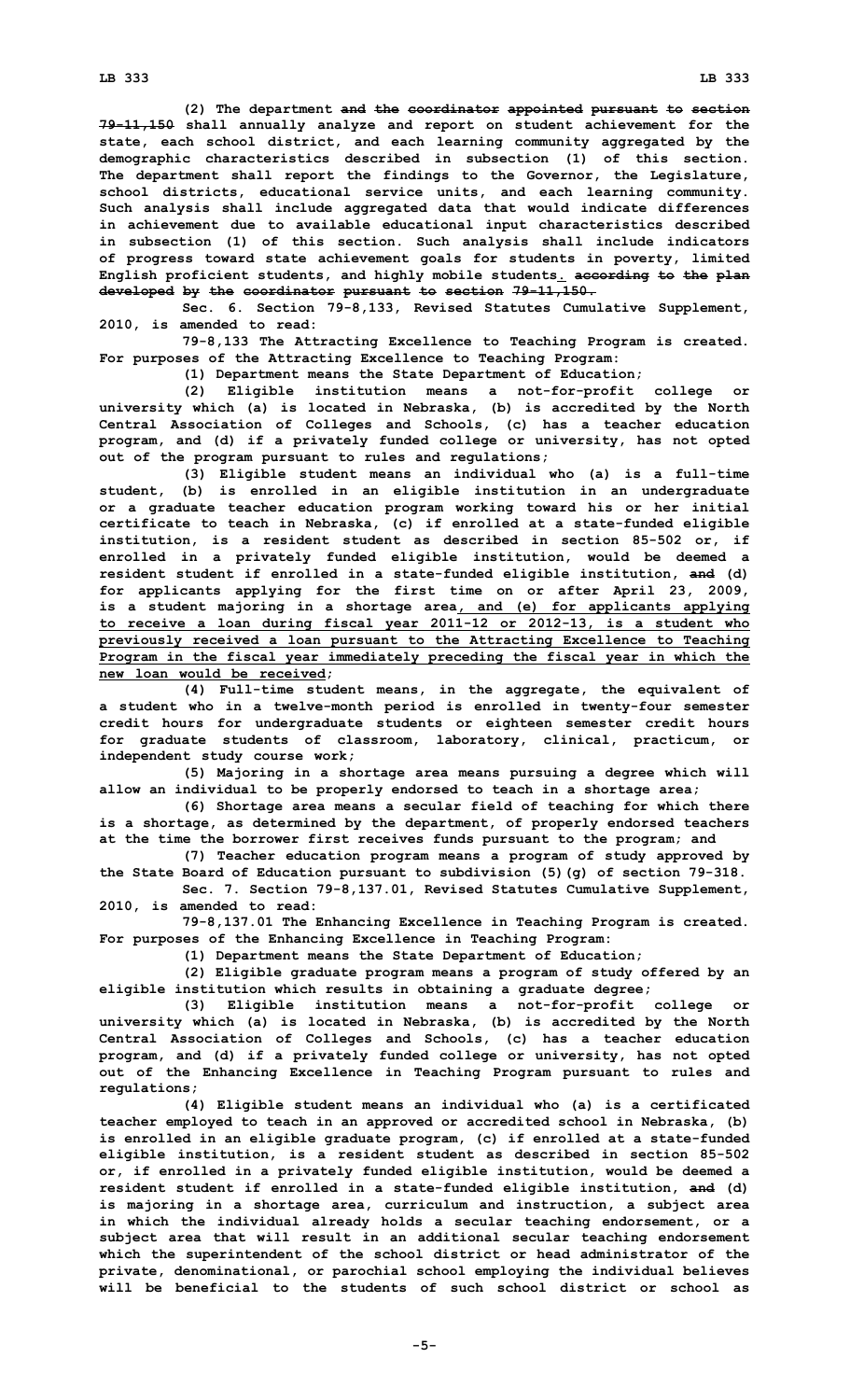(2) The department ~~and the coordinator appointed pursuant to section 79-11,150~~ shall annually analyze and report on student achievement for the state, each school district, and each learning community aggregated by the demographic characteristics described in subsection (1) of this section. The department shall report the findings to the Governor, the Legislature, school districts, educational service units, and each learning community. Such analysis shall include aggregated data that would indicate differences in achievement due to available educational input characteristics described in subsection (1) of this section. Such analysis shall include indicators of progress toward state achievement goals for students in poverty, limited English proficient students, and highly mobile students<u>.</u> ~~according to the plan developed by the coordinator pursuant to section 79-11,150.~~

Sec. 6. Section 79-8,133, Revised Statutes Cumulative Supplement, 2010, is amended to read:

79-8,133 The Attracting Excellence to Teaching Program is created. For purposes of the Attracting Excellence to Teaching Program:

(1) Department means the State Department of Education;

(2) Eligible institution means a not-for-profit college or university which (a) is located in Nebraska, (b) is accredited by the North Central Association of Colleges and Schools, (c) has a teacher education program, and (d) if a privately funded college or university, has not opted out of the program pursuant to rules and regulations;

(3) Eligible student means an individual who (a) is a full-time student, (b) is enrolled in an eligible institution in an undergraduate or a graduate teacher education program working toward his or her initial certificate to teach in Nebraska, (c) if enrolled at a state-funded eligible institution, is a resident student as described in section 85-502 or, if enrolled in a privately funded eligible institution, would be deemed a resident student if enrolled in a state-funded eligible institution, ~~and~~ (d) for applicants applying for the first time on or after April 23, 2009, is a student majoring in a shortage area<u>, and (e) for applicants applying to receive a loan during fiscal year 2011-12 or 2012-13, is a student who previously received a loan pursuant to the Attracting Excellence to Teaching Program in the fiscal year immediately preceding the fiscal year in which the new loan would be received</u>;

(4) Full-time student means, in the aggregate, the equivalent of a student who in a twelve-month period is enrolled in twenty-four semester credit hours for undergraduate students or eighteen semester credit hours for graduate students of classroom, laboratory, clinical, practicum, or independent study course work;

(5) Majoring in a shortage area means pursuing a degree which will allow an individual to be properly endorsed to teach in a shortage area;

(6) Shortage area means a secular field of teaching for which there is a shortage, as determined by the department, of properly endorsed teachers at the time the borrower first receives funds pursuant to the program; and

(7) Teacher education program means a program of study approved by the State Board of Education pursuant to subdivision (5)(g) of section 79-318.

Sec. 7. Section 79-8,137.01, Revised Statutes Cumulative Supplement, 2010, is amended to read:

79-8,137.01 The Enhancing Excellence in Teaching Program is created. For purposes of the Enhancing Excellence in Teaching Program:

(1) Department means the State Department of Education;

(2) Eligible graduate program means a program of study offered by an eligible institution which results in obtaining a graduate degree;

(3) Eligible institution means a not-for-profit college or university which (a) is located in Nebraska, (b) is accredited by the North Central Association of Colleges and Schools, (c) has a teacher education program, and (d) if a privately funded college or university, has not opted out of the Enhancing Excellence in Teaching Program pursuant to rules and regulations;

(4) Eligible student means an individual who (a) is a certificated teacher employed to teach in an approved or accredited school in Nebraska, (b) is enrolled in an eligible graduate program, (c) if enrolled at a state-funded eligible institution, is a resident student as described in section 85-502 or, if enrolled in a privately funded eligible institution, would be deemed a resident student if enrolled in a state-funded eligible institution, ~~and~~ (d) is majoring in a shortage area, curriculum and instruction, a subject area in which the individual already holds a secular teaching endorsement, or a subject area that will result in an additional secular teaching endorsement which the superintendent of the school district or head administrator of the private, denominational, or parochial school employing the individual believes will be beneficial to the students of such school district or school as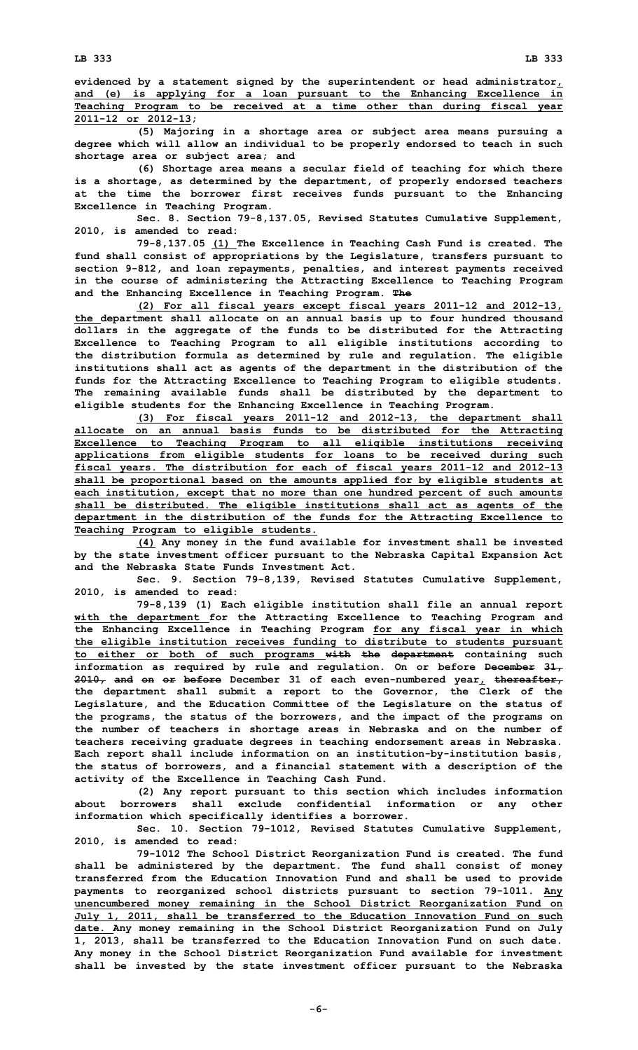**evidenced by a statement signed by the superintendent or head administrator, and (e) is applying for a loan pursuant to the Enhancing Excellence in Teaching Program to be received at a time other than during fiscal year 2011-12 or 2012-13;**

**(5) Majoring in a shortage area or subject area means pursuing a degree which will allow an individual to be properly endorsed to teach in such shortage area or subject area; and**

**(6) Shortage area means a secular field of teaching for which there is a shortage, as determined by the department, of properly endorsed teachers at the time the borrower first receives funds pursuant to the Enhancing Excellence in Teaching Program.**

**Sec. 8. Section 79-8,137.05, Revised Statutes Cumulative Supplement, 2010, is amended to read:**

**79-8,137.05 (1) The Excellence in Teaching Cash Fund is created. The fund shall consist of appropriations by the Legislature, transfers pursuant to section 9-812, and loan repayments, penalties, and interest payments received in the course of administering the Attracting Excellence to Teaching Program and the Enhancing Excellence in Teaching Program. The**

**(2) For all fiscal years except fiscal years 2011-12 and 2012-13, the department shall allocate on an annual basis up to four hundred thousand dollars in the aggregate of the funds to be distributed for the Attracting Excellence to Teaching Program to all eligible institutions according to the distribution formula as determined by rule and regulation. The eligible institutions shall act as agents of the department in the distribution of the funds for the Attracting Excellence to Teaching Program to eligible students. The remaining available funds shall be distributed by the department to eligible students for the Enhancing Excellence in Teaching Program.**

**(3) For fiscal years 2011-12 and 2012-13, the department shall allocate on an annual basis funds to be distributed for the Attracting Excellence to Teaching Program to all eligible institutions receiving applications from eligible students for loans to be received during such fiscal years. The distribution for each of fiscal years 2011-12 and 2012-13 shall be proportional based on the amounts applied for by eligible students at each institution, except that no more than one hundred percent of such amounts shall be distributed. The eligible institutions shall act as agents of the department in the distribution of the funds for the Attracting Excellence to Teaching Program to eligible students.**

**(4) Any money in the fund available for investment shall be invested by the state investment officer pursuant to the Nebraska Capital Expansion Act and the Nebraska State Funds Investment Act.**

**Sec. 9. Section 79-8,139, Revised Statutes Cumulative Supplement, 2010, is amended to read:**

**79-8,139 (1) Each eligible institution shall file an annual report with the department for the Attracting Excellence to Teaching Program and the Enhancing Excellence in Teaching Program for any fiscal year in which the eligible institution receives funding to distribute to students pursuant to either or both of such programs with the department containing such information as required by rule and regulation. On or before December 31, 2010, and on or before December 31 of each even-numbered year, thereafter, the department shall submit a report to the Governor, the Clerk of the Legislature, and the Education Committee of the Legislature on the status of the programs, the status of the borrowers, and the impact of the programs on the number of teachers in shortage areas in Nebraska and on the number of teachers receiving graduate degrees in teaching endorsement areas in Nebraska. Each report shall include information on an institution-by-institution basis, the status of borrowers, and a financial statement with a description of the activity of the Excellence in Teaching Cash Fund.**

**(2) Any report pursuant to this section which includes information about borrowers shall exclude confidential information or any other information which specifically identifies a borrower.**

**Sec. 10. Section 79-1012, Revised Statutes Cumulative Supplement, 2010, is amended to read:**

**79-1012 The School District Reorganization Fund is created. The fund shall be administered by the department. The fund shall consist of money transferred from the Education Innovation Fund and shall be used to provide payments to reorganized school districts pursuant to section 79-1011. Any unencumbered money remaining in the School District Reorganization Fund on July 1, 2011, shall be transferred to the Education Innovation Fund on such date. Any money remaining in the School District Reorganization Fund on July 1, 2013, shall be transferred to the Education Innovation Fund on such date. Any money in the School District Reorganization Fund available for investment shall be invested by the state investment officer pursuant to the Nebraska**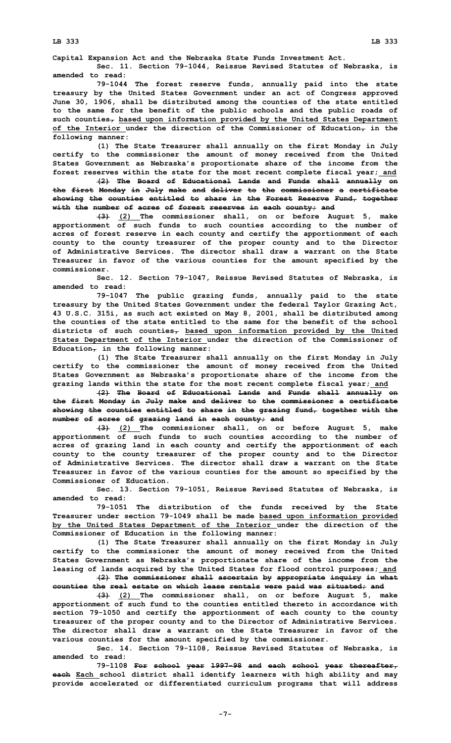Capital Expansion Act and the Nebraska State Funds Investment Act.

Sec. 11. Section 79-1044, Reissue Revised Statutes of Nebraska, is amended to read:

79-1044 The forest reserve funds, annually paid into the state treasury by the United States Government under an act of Congress approved June 30, 1906, shall be distributed among the counties of the state entitled to the same for the benefit of the public schools and the public roads of such counties, based upon information provided by the United States Department of the Interior under the direction of the Commissioner of Education, in the following manner:

(1) The State Treasurer shall annually on the first Monday in July certify to the commissioner the amount of money received from the United States Government as Nebraska's proportionate share of the income from the forest reserves within the state for the most recent complete fiscal year; and

(2) The Board of Educational Lands and Funds shall annually on the first Monday in July make and deliver to the commissioner a certificate showing the counties entitled to share in the Forest Reserve Fund, together with the number of acres of forest reserves in each county; and

(3) (2) The commissioner shall, on or before August 5, make apportionment of such funds to such counties according to the number of acres of forest reserve in each county and certify the apportionment of each county to the county treasurer of the proper county and to the Director of Administrative Services. The director shall draw a warrant on the State Treasurer in favor of the various counties for the amount specified by the commissioner.

Sec. 12. Section 79-1047, Reissue Revised Statutes of Nebraska, is amended to read:

79-1047 The public grazing funds, annually paid to the state treasury by the United States Government under the federal Taylor Grazing Act, 43 U.S.C. 315i, as such act existed on May 8, 2001, shall be distributed among the counties of the state entitled to the same for the benefit of the school districts of such counties, based upon information provided by the United States Department of the Interior under the direction of the Commissioner of Education, in the following manner:

(1) The State Treasurer shall annually on the first Monday in July certify to the commissioner the amount of money received from the United States Government as Nebraska's proportionate share of the income from the grazing lands within the state for the most recent complete fiscal year; and

(2) The Board of Educational Lands and Funds shall annually on the first Monday in July make and deliver to the commissioner a certificate showing the counties entitled to share in the grazing fund, together with the number of acres of grazing land in each county; and

(3) (2) The commissioner shall, on or before August 5, make apportionment of such funds to such counties according to the number of acres of grazing land in each county and certify the apportionment of each county to the county treasurer of the proper county and to the Director of Administrative Services. The director shall draw a warrant on the State Treasurer in favor of the various counties for the amount so specified by the Commissioner of Education.

Sec. 13. Section 79-1051, Reissue Revised Statutes of Nebraska, is amended to read:

79-1051 The distribution of the funds received by the State Treasurer under section 79-1049 shall be made based upon information provided by the United States Department of the Interior under the direction of the Commissioner of Education in the following manner:

(1) The State Treasurer shall annually on the first Monday in July certify to the commissioner the amount of money received from the United States Government as Nebraska's proportionate share of the income from the leasing of lands acquired by the United States for flood control purposes; and

(2) The commissioner shall ascertain by appropriate inquiry in what counties the real estate on which lease rentals were paid was situated; and

(3) (2) The commissioner shall, on or before August 5, make apportionment of such fund to the counties entitled thereto in accordance with section 79-1050 and certify the apportionment of each county to the county treasurer of the proper county and to the Director of Administrative Services. The director shall draw a warrant on the State Treasurer in favor of the various counties for the amount specified by the commissioner.

Sec. 14. Section 79-1108, Reissue Revised Statutes of Nebraska, is amended to read:

79-1108 For school year 1997-98 and each school year thereafter, each Each school district shall identify learners with high ability and may provide accelerated or differentiated curriculum programs that will address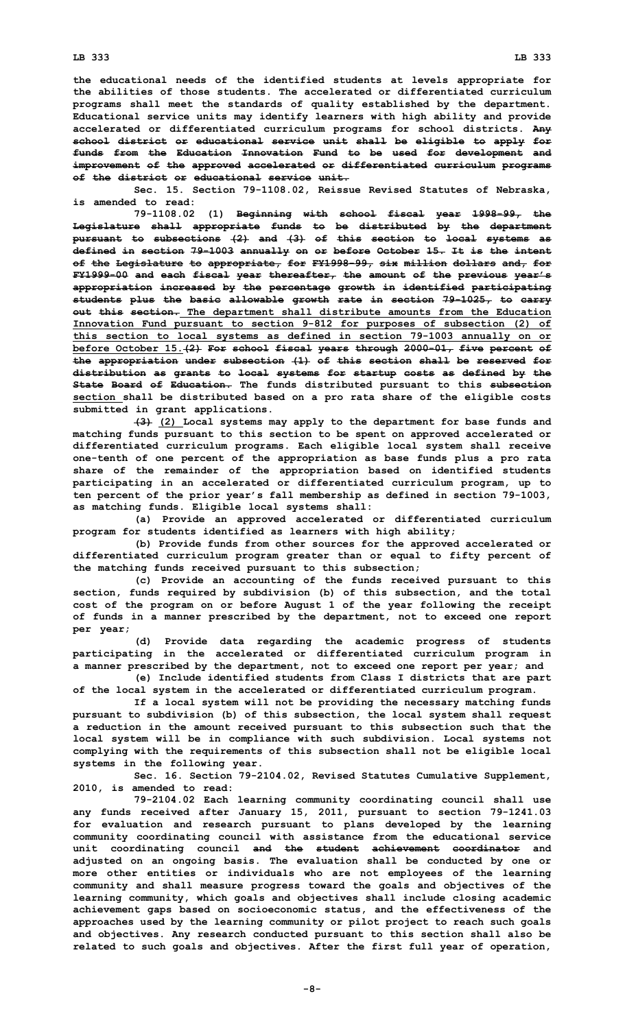the educational needs of the identified students at levels appropriate for the abilities of those students. The accelerated or differentiated curriculum programs shall meet the standards of quality established by the department. Educational service units may identify learners with high ability and provide accelerated or differentiated curriculum programs for school districts. ~~Any school district or educational service unit shall be eligible to apply for funds from the Education Innovation Fund to be used for development and improvement of the approved accelerated or differentiated curriculum programs of the district or educational service unit.~~

Sec. 15. Section 79-1108.02, Reissue Revised Statutes of Nebraska, is amended to read:

79-1108.02 (1) ~~Beginning with school fiscal year 1998-99, the Legislature shall appropriate funds to be distributed by the department pursuant to subsections (2) and (3) of this section to local systems as defined in section 79-1003 annually on or before October 15. It is the intent of the Legislature to appropriate, for FY1998-99, six million dollars and, for FY1999-00 and each fiscal year thereafter, the amount of the previous year's appropriation increased by the percentage growth in identified participating students plus the basic allowable growth rate in section 79-1025, to carry out this section.~~ The department shall distribute amounts from the Education Innovation Fund pursuant to section 9-812 for purposes of subsection (2) of this section to local systems as defined in section 79-1003 annually on or before October 15. ~~(2) For school fiscal years through 2000-01, five percent of the appropriation under subsection (1) of this section shall be reserved for distribution as grants to local systems for startup costs as defined by the State Board of Education.~~ The funds distributed pursuant to this ~~subsection~~ section shall be distributed based on a pro rata share of the eligible costs submitted in grant applications.

~~(3)~~ (2) Local systems may apply to the department for base funds and matching funds pursuant to this section to be spent on approved accelerated or differentiated curriculum programs. Each eligible local system shall receive one-tenth of one percent of the appropriation as base funds plus a pro rata share of the remainder of the appropriation based on identified students participating in an accelerated or differentiated curriculum program, up to ten percent of the prior year's fall membership as defined in section 79-1003, as matching funds. Eligible local systems shall:

(a) Provide an approved accelerated or differentiated curriculum program for students identified as learners with high ability;

(b) Provide funds from other sources for the approved accelerated or differentiated curriculum program greater than or equal to fifty percent of the matching funds received pursuant to this subsection;

(c) Provide an accounting of the funds received pursuant to this section, funds required by subdivision (b) of this subsection, and the total cost of the program on or before August 1 of the year following the receipt of funds in a manner prescribed by the department, not to exceed one report per year;

(d) Provide data regarding the academic progress of students participating in the accelerated or differentiated curriculum program in a manner prescribed by the department, not to exceed one report per year; and

(e) Include identified students from Class I districts that are part of the local system in the accelerated or differentiated curriculum program.

If a local system will not be providing the necessary matching funds pursuant to subdivision (b) of this subsection, the local system shall request a reduction in the amount received pursuant to this subsection such that the local system will be in compliance with such subdivision. Local systems not complying with the requirements of this subsection shall not be eligible local systems in the following year.

Sec. 16. Section 79-2104.02, Revised Statutes Cumulative Supplement, 2010, is amended to read:

79-2104.02 Each learning community coordinating council shall use any funds received after January 15, 2011, pursuant to section 79-1241.03 for evaluation and research pursuant to plans developed by the learning community coordinating council with assistance from the educational service unit coordinating council ~~and the student achievement coordinator~~ and adjusted on an ongoing basis. The evaluation shall be conducted by one or more other entities or individuals who are not employees of the learning community and shall measure progress toward the goals and objectives of the learning community, which goals and objectives shall include closing academic achievement gaps based on socioeconomic status, and the effectiveness of the approaches used by the learning community or pilot project to reach such goals and objectives. Any research conducted pursuant to this section shall also be related to such goals and objectives. After the first full year of operation,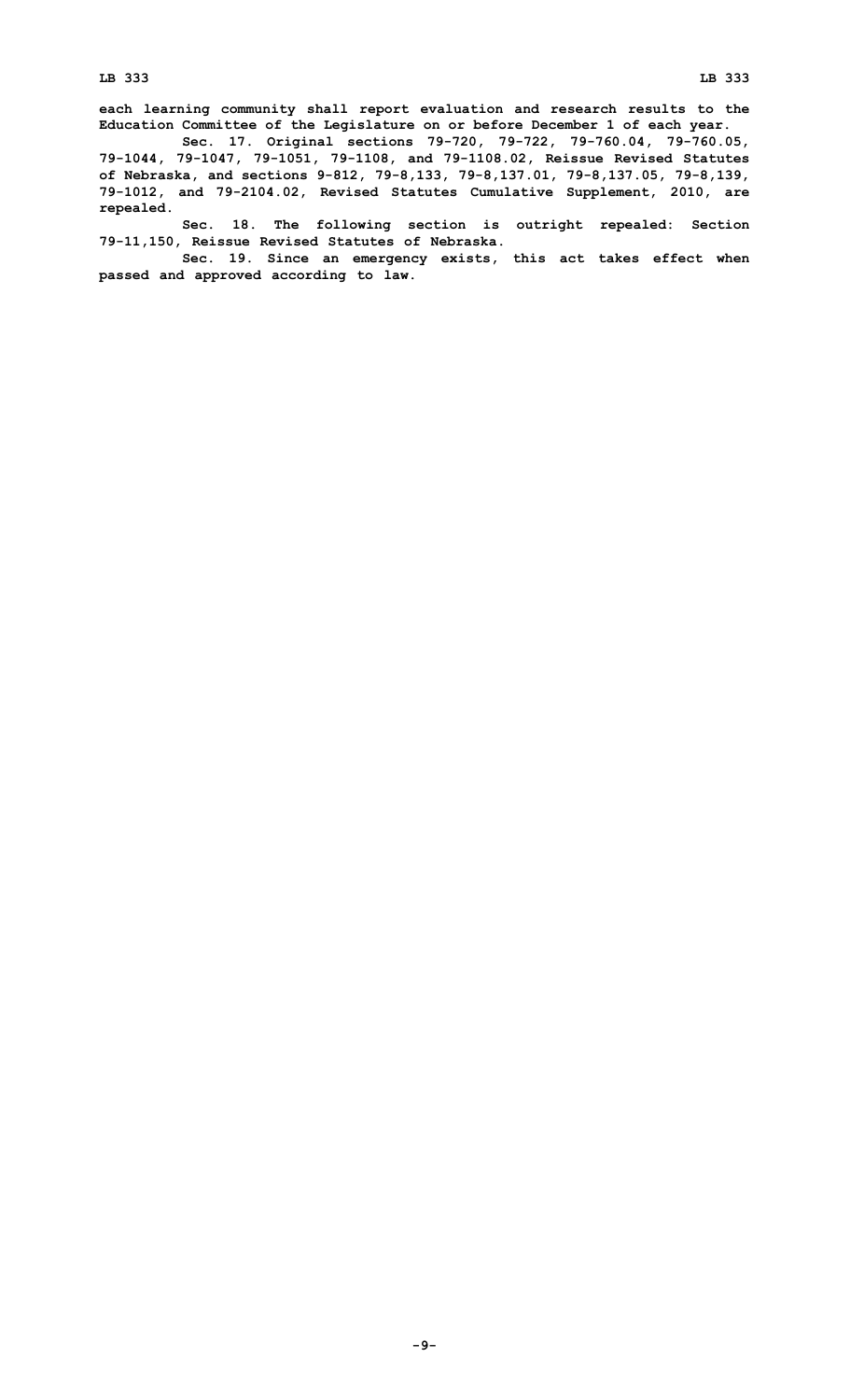**each learning community shall report evaluation and research results to the Education Committee of the Legislature on or before December 1 of each year.**

**Sec. 17. Original sections 79-720, 79-722, 79-760.04, 79-760.05, 79-1044, 79-1047, 79-1051, 79-1108, and 79-1108.02, Reissue Revised Statutes of Nebraska, and sections 9-812, 79-8,133, 79-8,137.01, 79-8,137.05, 79-8,139, 79-1012, and 79-2104.02, Revised Statutes Cumulative Supplement, 2010, are repealed.**

**Sec. 18. The following section is outright repealed: Section 79-11,150, Reissue Revised Statutes of Nebraska.**

**Sec. 19. Since an emergency exists, this act takes effect when passed and approved according to law.**